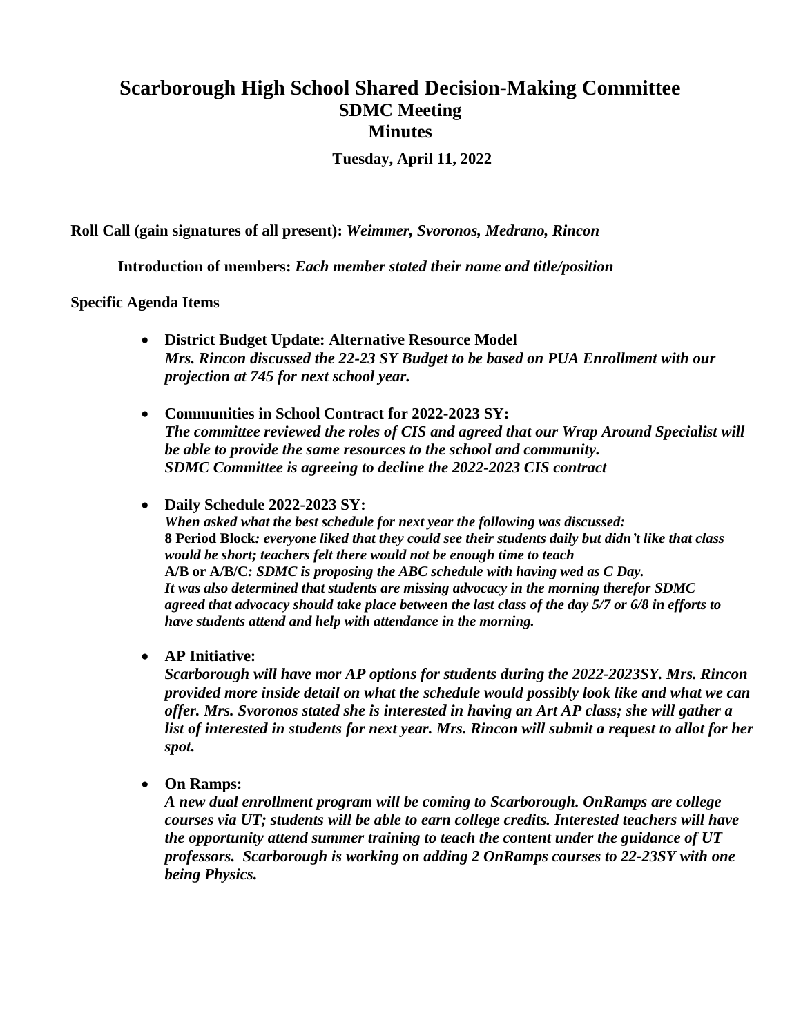# Scarborough High School Shared Decision-Making Committee
## SDMC Meeting
## Minutes

**Tuesday, April 11, 2022**

**Roll Call (gain signatures of all present):** ***Weimmer, Svoronos, Medrano, Rincon***

**Introduction of members:** ***Each member stated their name and title/position***

**Specific Agenda Items**

- **District Budget Update: Alternative Resource Model**
  ***Mrs. Rincon discussed the 22-23 SY Budget to be based on PUA Enrollment with our projection at 745 for next school year.***

- **Communities in School Contract for 2022-2023 SY:**
  ***The committee reviewed the roles of CIS and agreed that our Wrap Around Specialist will be able to provide the same resources to the school and community.***
  ***SDMC Committee is agreeing to decline the 2022-2023 CIS contract***

- **Daily Schedule 2022-2023 SY:**
  ***When asked what the best schedule for next year the following was discussed:***
  **8 Period Block*****: everyone liked that they could see their students daily but didn't like that class would be short; teachers felt there would not be enough time to teach***
  **A/B or A/B/C*****: SDMC is proposing the ABC schedule with having wed as C Day.***
  ***It was also determined that students are missing advocacy in the morning therefor SDMC agreed that advocacy should take place between the last class of the day 5/7 or 6/8 in efforts to have students attend and help with attendance in the morning.***

- **AP Initiative:**
  ***Scarborough will have mor AP options for students during the 2022-2023SY. Mrs. Rincon provided more inside detail on what the schedule would possibly look like and what we can offer. Mrs. Svoronos stated she is interested in having an Art AP class; she will gather a list of interested in students for next year. Mrs. Rincon will submit a request to allot for her spot.***

- **On Ramps:**
  ***A new dual enrollment program will be coming to Scarborough. OnRamps are college courses via UT; students will be able to earn college credits. Interested teachers will have the opportunity attend summer training to teach the content under the guidance of UT professors. Scarborough is working on adding 2 OnRamps courses to 22-23SY with one being Physics.***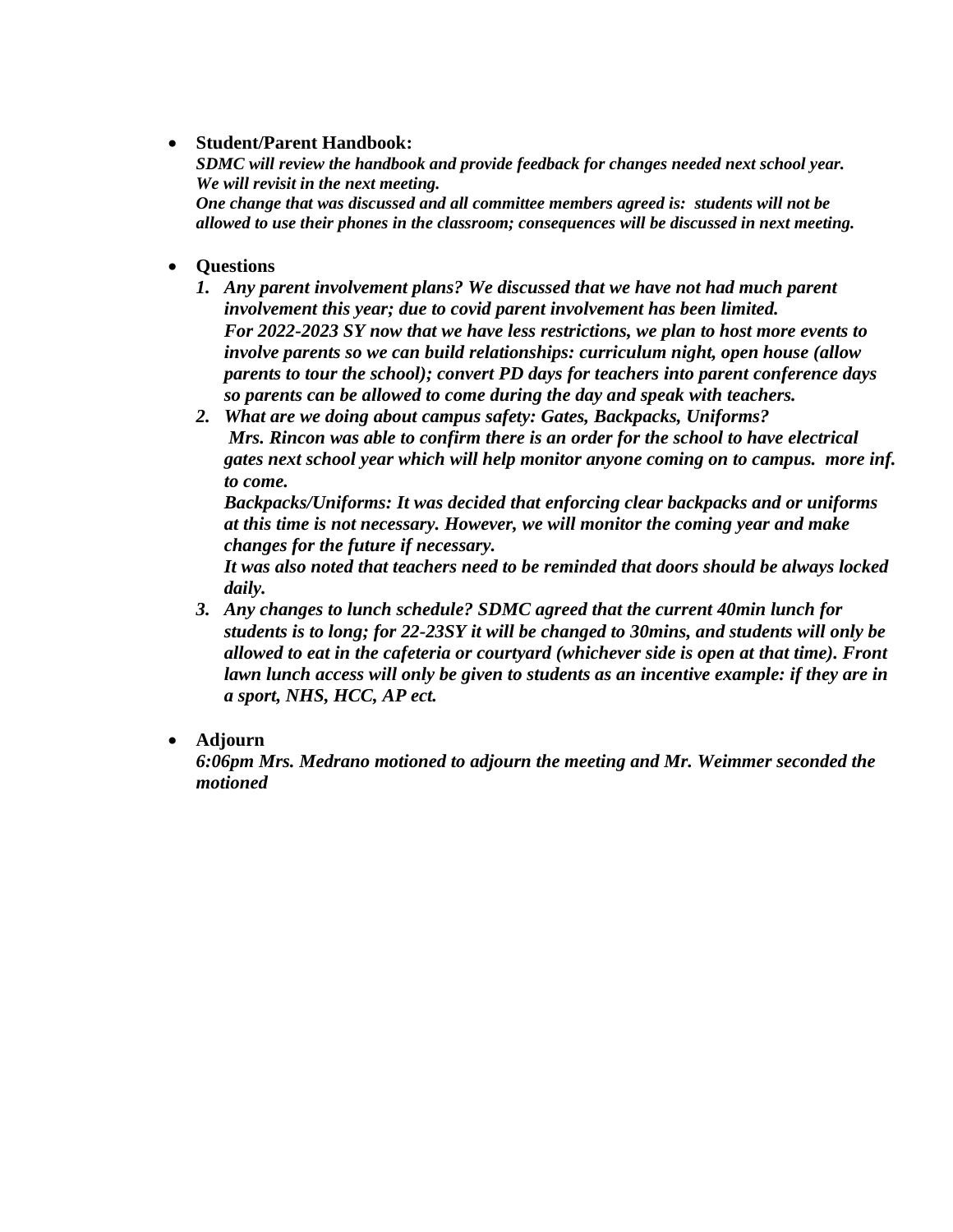- **Student/Parent Handbook:**
  ***SDMC will review the handbook and provide feedback for changes needed next school year. We will revisit in the next meeting.***
  ***One change that was discussed and all committee members agreed is: students will not be allowed to use their phones in the classroom; consequences will be discussed in next meeting.***

- **Questions**
  1. ***Any parent involvement plans? We discussed that we have not had much parent involvement this year; due to covid parent involvement has been limited.***
     ***For 2022-2023 SY now that we have less restrictions, we plan to host more events to involve parents so we can build relationships: curriculum night, open house (allow parents to tour the school); convert PD days for teachers into parent conference days so parents can be allowed to come during the day and speak with teachers.***
  2. ***What are we doing about campus safety: Gates, Backpacks, Uniforms?***
     ***Mrs. Rincon was able to confirm there is an order for the school to have electrical gates next school year which will help monitor anyone coming on to campus. more inf. to come.***
     ***Backpacks/Uniforms: It was decided that enforcing clear backpacks and or uniforms at this time is not necessary. However, we will monitor the coming year and make changes for the future if necessary.***
     ***It was also noted that teachers need to be reminded that doors should be always locked daily.***
  3. ***Any changes to lunch schedule? SDMC agreed that the current 40min lunch for students is to long; for 22-23SY it will be changed to 30mins, and students will only be allowed to eat in the cafeteria or courtyard (whichever side is open at that time). Front lawn lunch access will only be given to students as an incentive example: if they are in a sport, NHS, HCC, AP ect.***

- **Adjourn**
  ***6:06pm Mrs. Medrano motioned to adjourn the meeting and Mr. Weimmer seconded the motioned***